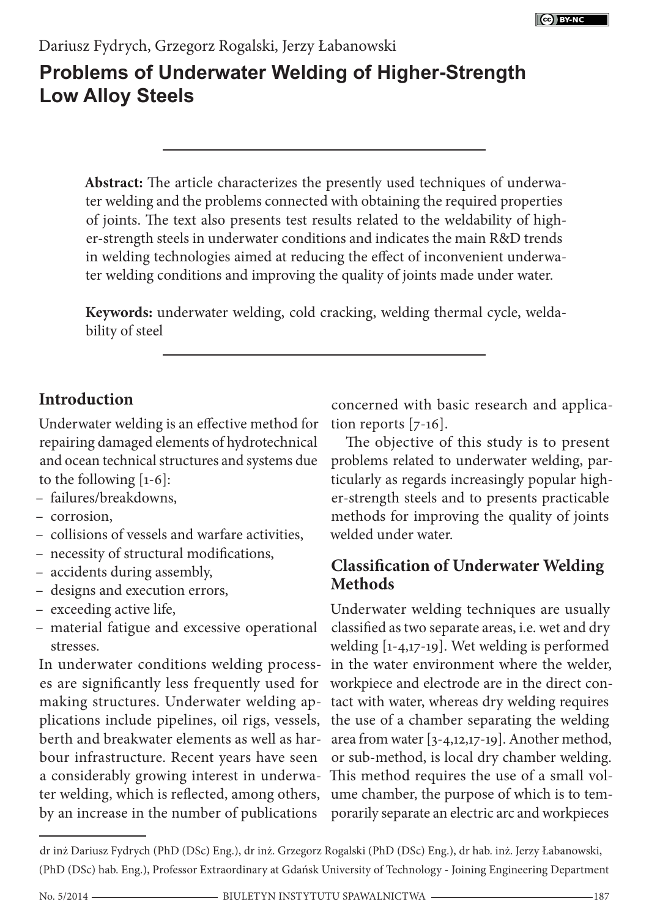Dariusz Fydrych, Grzegorz Rogalski, Jerzy Łabanowski

# Problems of Underwater Welding of Higher-Strength Low Alloy Steels

**Abstract:** The article characterizes the presently used techniques of underwater welding and the problems connected with obtaining the required properties of joints. The text also presents test results related to the weldability of higher-strength steels in underwater conditions and indicates the main R&D trends in welding technologies aimed at reducing the effect of inconvenient underwater welding conditions and improving the quality of joints made under water.

**Keywords:** underwater welding, cold cracking, welding thermal cycle, weldability of steel

## Introduction

Underwater welding is an effective method for repairing damaged elements of hydrotechnical and ocean technical structures and systems due to the following [1-6]:

- failures/breakdowns,
- corrosion,
- collisions of vessels and warfare activities,
- necessity of structural modifications,
- accidents during assembly,
- designs and execution errors,
- exceeding active life,
- material fatigue and excessive operational stresses.

In underwater conditions welding processes are significantly less frequently used for making structures. Underwater welding applications include pipelines, oil rigs, vessels, berth and breakwater elements as well as harbour infrastructure. Recent years have seen a considerably growing interest in underwater welding, which is reflected, among others, by an increase in the number of publications concerned with basic research and application reports [7-16].

The objective of this study is to present problems related to underwater welding, particularly as regards increasingly popular higher-strength steels and to presents practicable methods for improving the quality of joints welded under water.

## Classification of Underwater Welding Methods

Underwater welding techniques are usually classified as two separate areas, i.e. wet and dry welding [1-4,17-19]. Wet welding is performed in the water environment where the welder, workpiece and electrode are in the direct contact with water, whereas dry welding requires the use of a chamber separating the welding area from water [3-4,12,17-19]. Another method, or sub-method, is local dry chamber welding. This method requires the use of a small volume chamber, the purpose of which is to temporarily separate an electric arc and workpieces

---

dr inż Dariusz Fydrych (PhD (DSc) Eng.), dr inż. Grzegorz Rogalski (PhD (DSc) Eng.), dr hab. inż. Jerzy Łabanowski, (PhD (DSc) hab. Eng.), Professor Extraordinary at Gdańsk University of Technology - Joining Engineering Department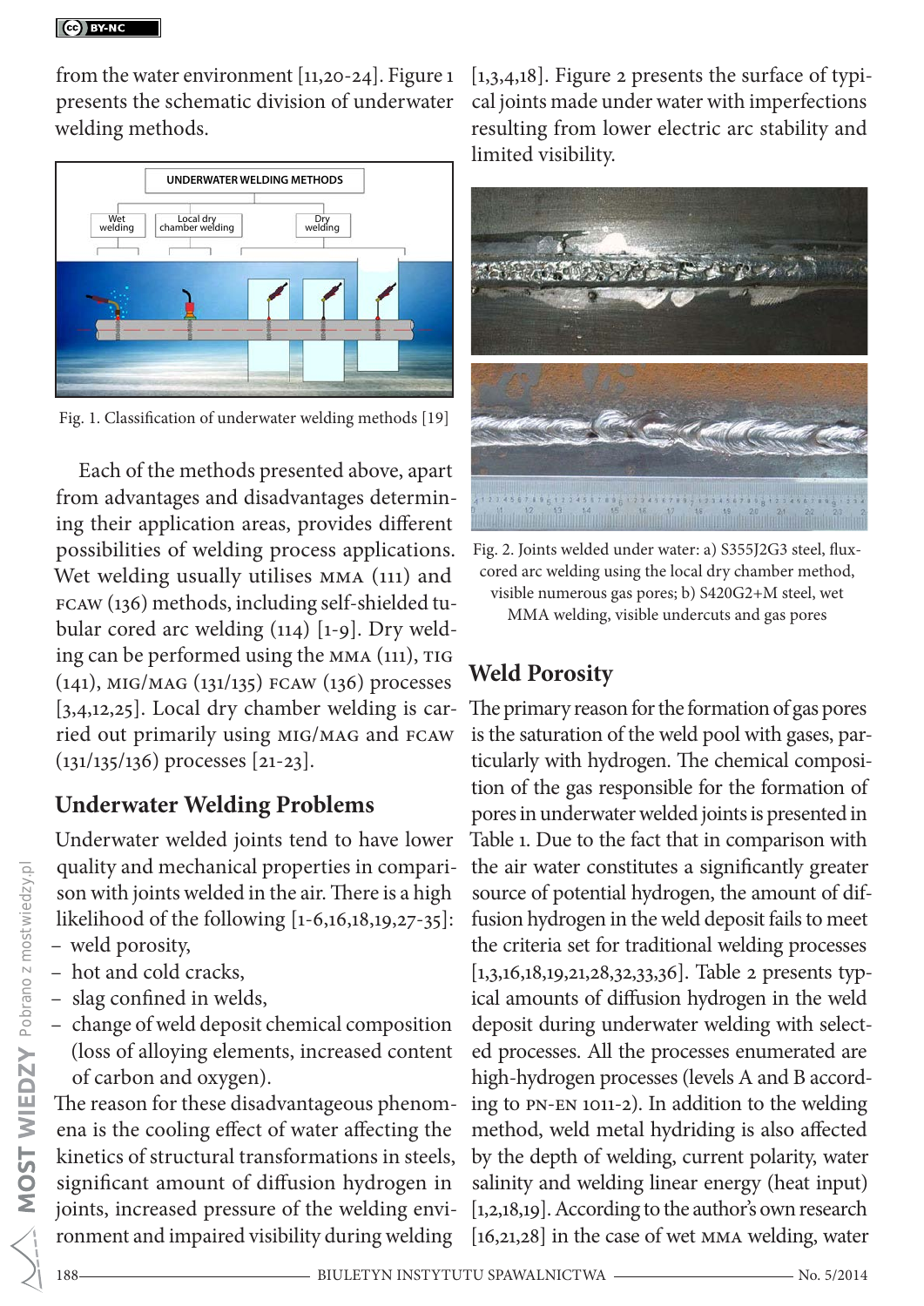from the water environment [11,20-24]. Figure 1 presents the schematic division of underwater welding methods.

Fig. 1. Classification of underwater welding methods [19]

Each of the methods presented above, apart from advantages and disadvantages determining their application areas, provides different possibilities of welding process applications. Wet welding usually utilises MMA (111) and FCAW (136) methods, including self-shielded tubular cored arc welding (114) [1-9]. Dry welding can be performed using the MMA (111), TIG (141), MIG/MAG (131/135) FCAW (136) processes [3,4,12,25]. Local dry chamber welding is carried out primarily using MIG/MAG and FCAW (131/135/136) processes [21-23].

## Underwater Welding Problems

Underwater welded joints tend to have lower quality and mechanical properties in comparison with joints welded in the air. There is a high likelihood of the following [1-6,16,18,19,27-35]:

- weld porosity,
- hot and cold cracks,
- slag confined in welds,
- change of weld deposit chemical composition (loss of alloying elements, increased content of carbon and oxygen).

The reason for these disadvantageous phenomena is the cooling effect of water affecting the kinetics of structural transformations in steels, significant amount of diffusion hydrogen in joints, increased pressure of the welding environment and impaired visibility during welding [1,3,4,18]. Figure 2 presents the surface of typical joints made under water with imperfections resulting from lower electric arc stability and limited visibility.

Fig. 2. Joints welded under water: a) S355J2G3 steel, flux-cored arc welding using the local dry chamber method, visible numerous gas pores; b) S420G2+M steel, wet MMA welding, visible undercuts and gas pores

## Weld Porosity

The primary reason for the formation of gas pores is the saturation of the weld pool with gases, particularly with hydrogen. The chemical composition of the gas responsible for the formation of pores in underwater welded joints is presented in Table 1. Due to the fact that in comparison with the air water constitutes a significantly greater source of potential hydrogen, the amount of diffusion hydrogen in the weld deposit fails to meet the criteria set for traditional welding processes [1,3,16,18,19,21,28,32,33,36]. Table 2 presents typical amounts of diffusion hydrogen in the weld deposit during underwater welding with selected processes. All the processes enumerated are high-hydrogen processes (levels A and B according to PN-EN 1011-2). In addition to the welding method, weld metal hydriding is also affected by the depth of welding, current polarity, water salinity and welding linear energy (heat input) [1,2,18,19]. According to the author's own research [16,21,28] in the case of wet MMA welding, water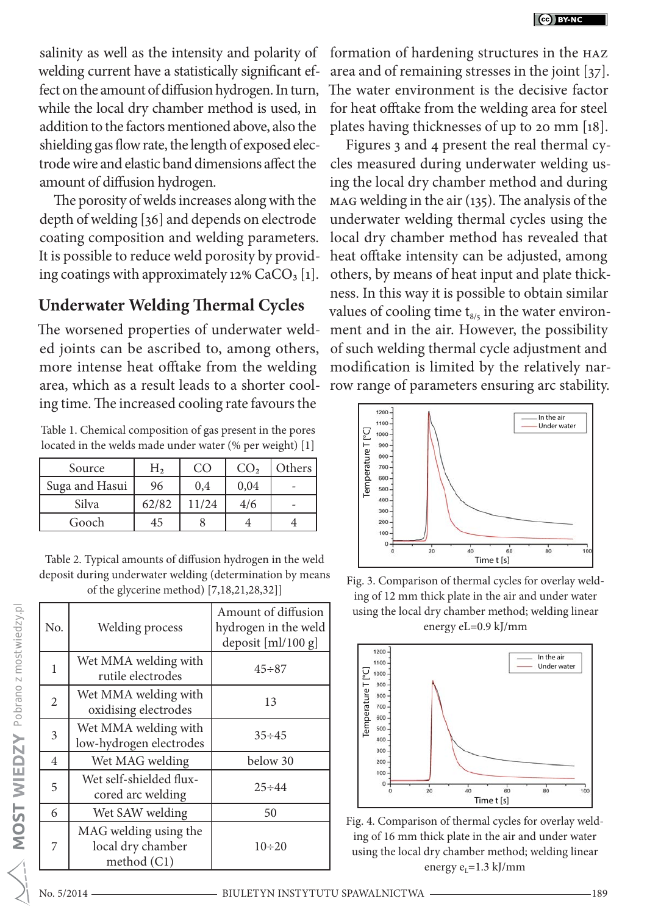salinity as well as the intensity and polarity of welding current have a statistically significant effect on the amount of diffusion hydrogen. In turn, while the local dry chamber method is used, in addition to the factors mentioned above, also the shielding gas flow rate, the length of exposed electrode wire and elastic band dimensions affect the amount of diffusion hydrogen.

The porosity of welds increases along with the depth of welding [36] and depends on electrode coating composition and welding parameters. It is possible to reduce weld porosity by providing coatings with approximately 12% $CaCO_3$ [1].

## Underwater Welding Thermal Cycles

The worsened properties of underwater welded joints can be ascribed to, among others, more intense heat offtake from the welding area, which as a result leads to a shorter cooling time. The increased cooling rate favours the formation of hardening structures in the HAZ area and of remaining stresses in the joint [37]. The water environment is the decisive factor for heat offtake from the welding area for steel plates having thicknesses of up to 20 mm [18].

Figures 3 and 4 present the real thermal cycles measured during underwater welding using the local dry chamber method and during MAG welding in the air (135). The analysis of the underwater welding thermal cycles using the local dry chamber method has revealed that heat offtake intensity can be adjusted, among others, by means of heat input and plate thickness. In this way it is possible to obtain similar values of cooling time $t_{8/5}$ in the water environment and in the air. However, the possibility of such welding thermal cycle adjustment and modification is limited by the relatively narrow range of parameters ensuring arc stability.

Table 1. Chemical composition of gas present in the pores located in the welds made under water (% per weight) [1]

| Source | $H_2$ | CO | $CO_2$ | Others |
|---|---|---|---|---|
| Suga and Hasui | 96 | 0,4 | 0,04 | - |
| Silva | 62/82 | 11/24 | 4/6 | - |
| Gooch | 45 | 8 | 4 | 4 |

Table 2. Typical amounts of diffusion hydrogen in the weld deposit during underwater welding (determination by means of the glycerine method) [7,18,21,28,32]]

| No. | Welding process | Amount of diffusion hydrogen in the weld deposit [ml/100 g] |
|---|---|---|
| 1 | Wet MMA welding with rutile electrodes | 45÷87 |
| 2 | Wet MMA welding with oxidising electrodes | 13 |
| 3 | Wet MMA welding with low-hydrogen electrodes | 35÷45 |
| 4 | Wet MAG welding | below 30 |
| 5 | Wet self-shielded flux-cored arc welding | 25÷44 |
| 6 | Wet SAW welding | 50 |
| 7 | MAG welding using the local dry chamber method (C1) | 10÷20 |

Fig. 3. Comparison of thermal cycles for overlay welding of 12 mm thick plate in the air and under water using the local dry chamber method; welding linear energy eL=0.9 kJ/mm

Fig. 4. Comparison of thermal cycles for overlay welding of 16 mm thick plate in the air and under water using the local dry chamber method; welding linear energy $e_L$=1.3 kJ/mm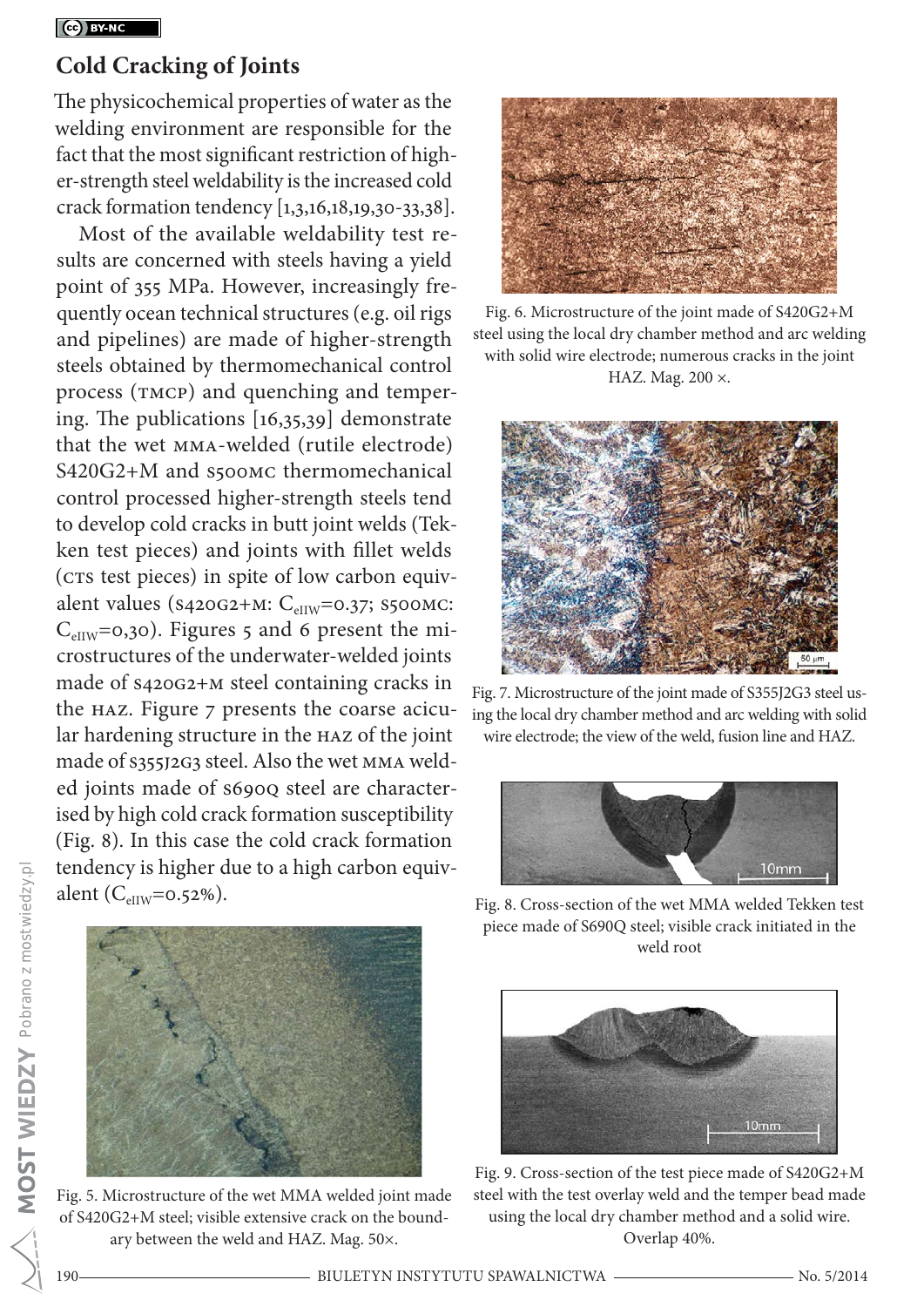## Cold Cracking of Joints

The physicochemical properties of water as the welding environment are responsible for the fact that the most significant restriction of higher-strength steel weldability is the increased cold crack formation tendency [1,3,16,18,19,30-33,38].

Most of the available weldability test results are concerned with steels having a yield point of 355 MPa. However, increasingly frequently ocean technical structures (e.g. oil rigs and pipelines) are made of higher-strength steels obtained by thermomechanical control process (TMCP) and quenching and tempering. The publications [16,35,39] demonstrate that the wet MMA-welded (rutile electrode) S420G2+M and S500MC thermomechanical control processed higher-strength steels tend to develop cold cracks in butt joint welds (Tekken test pieces) and joints with fillet welds (CTS test pieces) in spite of low carbon equivalent values (S420G2+M: $C_{eIIW}$=0.37; S500MC: $C_{eIIW}$=0,30). Figures 5 and 6 present the microstructures of the underwater-welded joints made of S420G2+M steel containing cracks in the HAZ. Figure 7 presents the coarse acicular hardening structure in the HAZ of the joint made of S355J2G3 steel. Also the wet MMA welded joints made of S690Q steel are characterised by high cold crack formation susceptibility (Fig. 8). In this case the cold crack formation tendency is higher due to a high carbon equivalent ($C_{eIIW}$=0.52%).

Fig. 5. Microstructure of the wet MMA welded joint made of S420G2+M steel; visible extensive crack on the boundary between the weld and HAZ. Mag. 50×.

Fig. 6. Microstructure of the joint made of S420G2+M steel using the local dry chamber method and arc welding with solid wire electrode; numerous cracks in the joint HAZ. Mag. 200 ×.

Fig. 7. Microstructure of the joint made of S355J2G3 steel using the local dry chamber method and arc welding with solid wire electrode; the view of the weld, fusion line and HAZ.

Fig. 8. Cross-section of the wet MMA welded Tekken test piece made of S690Q steel; visible crack initiated in the weld root

Fig. 9. Cross-section of the test piece made of S420G2+M steel with the test overlay weld and the temper bead made using the local dry chamber method and a solid wire. Overlap 40%.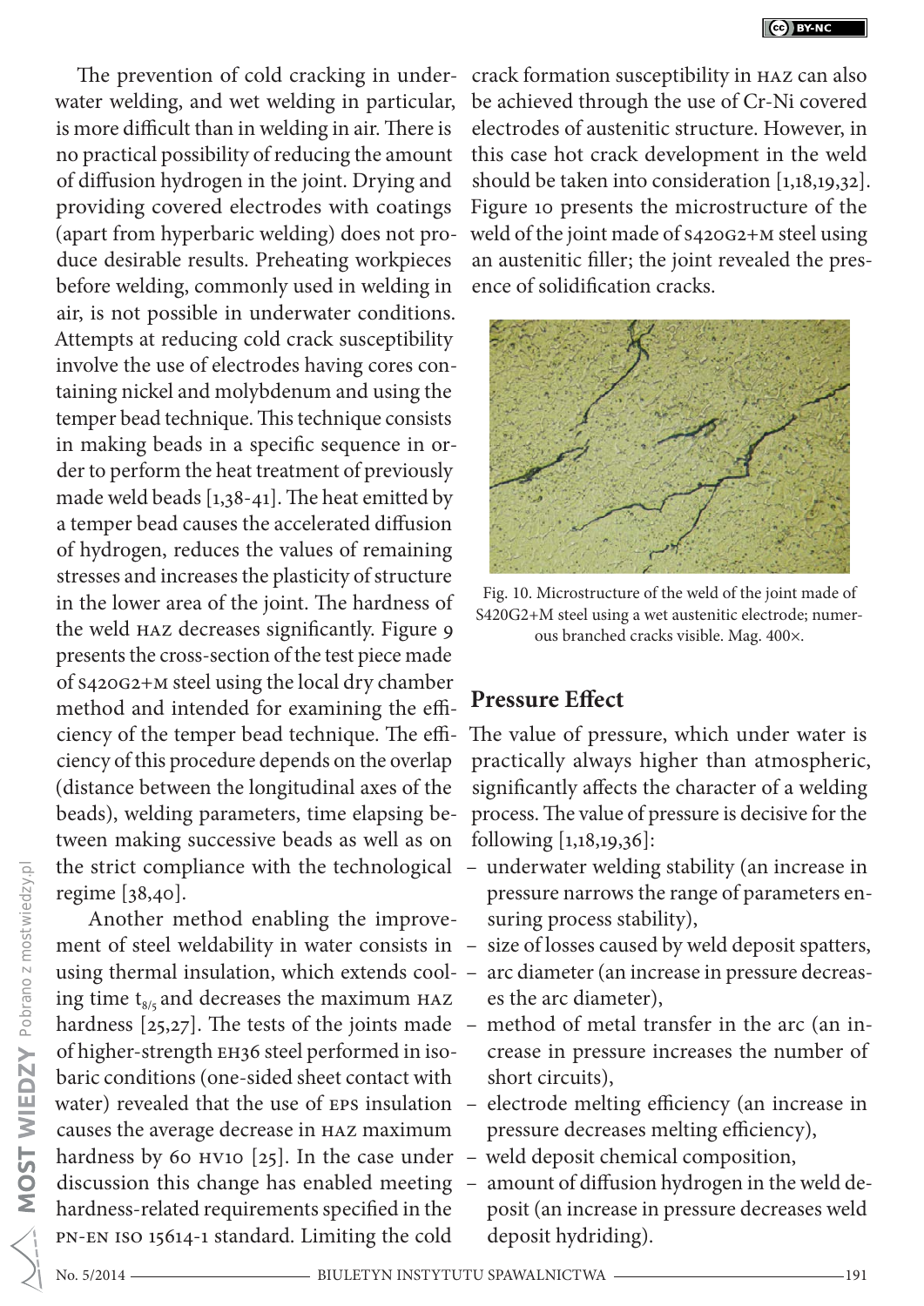The prevention of cold cracking in underwater welding, and wet welding in particular, is more difficult than in welding in air. There is no practical possibility of reducing the amount of diffusion hydrogen in the joint. Drying and providing covered electrodes with coatings (apart from hyperbaric welding) does not produce desirable results. Preheating workpieces before welding, commonly used in welding in air, is not possible in underwater conditions. Attempts at reducing cold crack susceptibility involve the use of electrodes having cores containing nickel and molybdenum and using the temper bead technique. This technique consists in making beads in a specific sequence in order to perform the heat treatment of previously made weld beads [1,38-41]. The heat emitted by a temper bead causes the accelerated diffusion of hydrogen, reduces the values of remaining stresses and increases the plasticity of structure in the lower area of the joint. The hardness of the weld HAZ decreases significantly. Figure 9 presents the cross-section of the test piece made of S420G2+M steel using the local dry chamber method and intended for examining the efficiency of the temper bead technique. The efficiency of this procedure depends on the overlap (distance between the longitudinal axes of the beads), welding parameters, time elapsing between making successive beads as well as on the strict compliance with the technological regime [38,40].

Another method enabling the improvement of steel weldability in water consists in using thermal insulation, which extends cooling time $t_{8/5}$ and decreases the maximum HAZ hardness [25,27]. The tests of the joints made of higher-strength EH36 steel performed in isobaric conditions (one-sided sheet contact with water) revealed that the use of EPS insulation causes the average decrease in HAZ maximum hardness by 60 HV10 [25]. In the case under discussion this change has enabled meeting hardness-related requirements specified in the PN-EN ISO 15614-1 standard. Limiting the cold crack formation susceptibility in HAZ can also be achieved through the use of Cr-Ni covered electrodes of austenitic structure. However, in this case hot crack development in the weld should be taken into consideration [1,18,19,32]. Figure 10 presents the microstructure of the weld of the joint made of S420G2+M steel using an austenitic filler; the joint revealed the presence of solidification cracks.

Fig. 10. Microstructure of the weld of the joint made of S420G2+M steel using a wet austenitic electrode; numerous branched cracks visible. Mag. 400×.

## Pressure Effect

The value of pressure, which under water is practically always higher than atmospheric, significantly affects the character of a welding process. The value of pressure is decisive for the following [1,18,19,36]:

- underwater welding stability (an increase in pressure narrows the range of parameters ensuring process stability),
- size of losses caused by weld deposit spatters,
- arc diameter (an increase in pressure decreases the arc diameter),
- method of metal transfer in the arc (an increase in pressure increases the number of short circuits),
- electrode melting efficiency (an increase in pressure decreases melting efficiency),
- weld deposit chemical composition,
- amount of diffusion hydrogen in the weld deposit (an increase in pressure decreases weld deposit hydriding).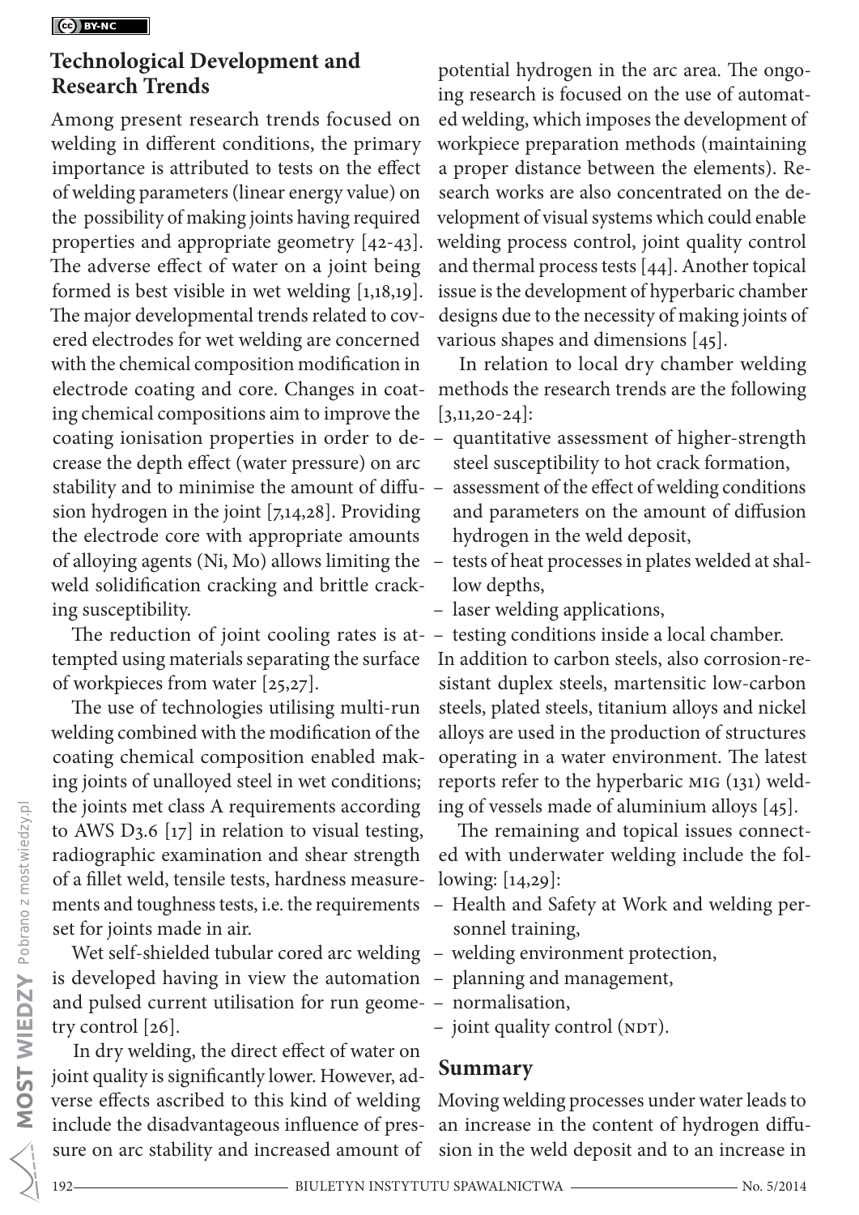## Technological Development and Research Trends

Among present research trends focused on welding in different conditions, the primary importance is attributed to tests on the effect of welding parameters (linear energy value) on the possibility of making joints having required properties and appropriate geometry [42-43]. The adverse effect of water on a joint being formed is best visible in wet welding [1,18,19]. The major developmental trends related to covered electrodes for wet welding are concerned with the chemical composition modification in electrode coating and core. Changes in coating chemical compositions aim to improve the coating ionisation properties in order to decrease the depth effect (water pressure) on arc stability and to minimise the amount of diffusion hydrogen in the joint [7,14,28]. Providing the electrode core with appropriate amounts of alloying agents (Ni, Mo) allows limiting the weld solidification cracking and brittle cracking susceptibility.

The reduction of joint cooling rates is attempted using materials separating the surface of workpieces from water [25,27].

The use of technologies utilising multi-run welding combined with the modification of the coating chemical composition enabled making joints of unalloyed steel in wet conditions; the joints met class A requirements according to AWS D3.6 [17] in relation to visual testing, radiographic examination and shear strength of a fillet weld, tensile tests, hardness measurements and toughness tests, i.e. the requirements set for joints made in air.

Wet self-shielded tubular cored arc welding is developed having in view the automation and pulsed current utilisation for run geometry control [26].

In dry welding, the direct effect of water on joint quality is significantly lower. However, adverse effects ascribed to this kind of welding include the disadvantageous influence of pressure on arc stability and increased amount of potential hydrogen in the arc area. The ongoing research is focused on the use of automated welding, which imposes the development of workpiece preparation methods (maintaining a proper distance between the elements). Research works are also concentrated on the development of visual systems which could enable welding process control, joint quality control and thermal process tests [44]. Another topical issue is the development of hyperbaric chamber designs due to the necessity of making joints of various shapes and dimensions [45].

In relation to local dry chamber welding methods the research trends are the following [3,11,20-24]:

- quantitative assessment of higher-strength steel susceptibility to hot crack formation,
- assessment of the effect of welding conditions and parameters on the amount of diffusion hydrogen in the weld deposit,
- tests of heat processes in plates welded at shallow depths,
- laser welding applications,
- testing conditions inside a local chamber.

In addition to carbon steels, also corrosion-resistant duplex steels, martensitic low-carbon steels, plated steels, titanium alloys and nickel alloys are used in the production of structures operating in a water environment. The latest reports refer to the hyperbaric MIG (131) welding of vessels made of aluminium alloys [45].

The remaining and topical issues connected with underwater welding include the following: [14,29]:

- Health and Safety at Work and welding personnel training,
- welding environment protection,
- planning and management,
- normalisation,
- joint quality control (NDT).

## Summary

Moving welding processes under water leads to an increase in the content of hydrogen diffusion in the weld deposit and to an increase in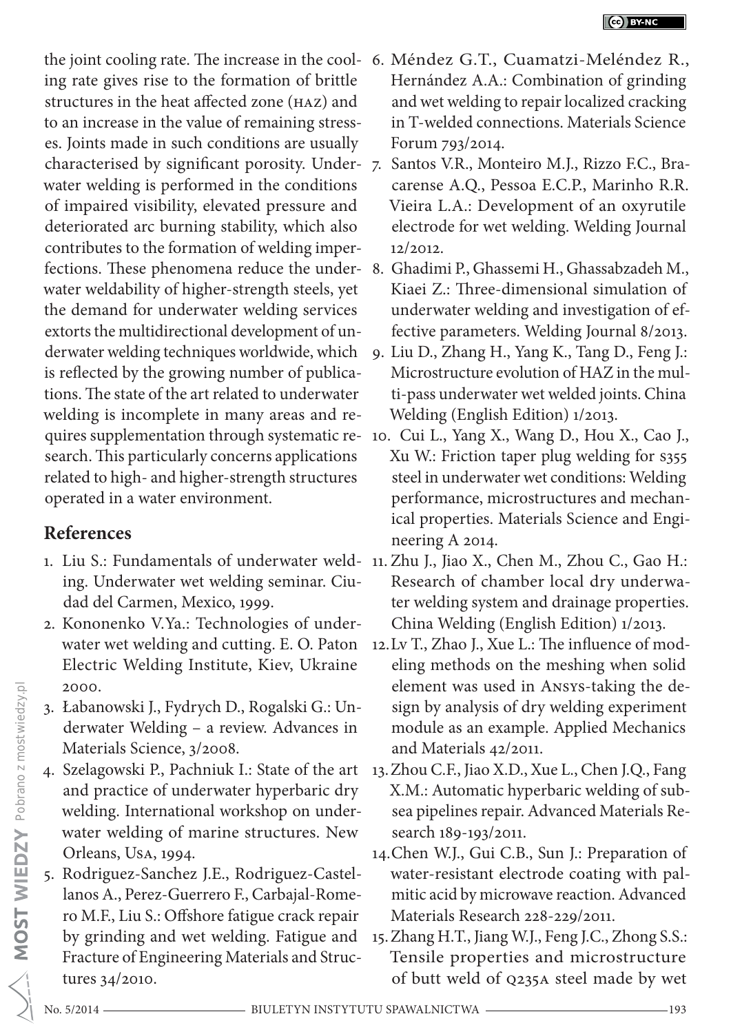the joint cooling rate. The increase in the cooling rate gives rise to the formation of brittle structures in the heat affected zone (HAZ) and to an increase in the value of remaining stresses. Joints made in such conditions are usually characterised by significant porosity. Underwater welding is performed in the conditions of impaired visibility, elevated pressure and deteriorated arc burning stability, which also contributes to the formation of welding imperfections. These phenomena reduce the underwater weldability of higher-strength steels, yet the demand for underwater welding services extorts the multidirectional development of underwater welding techniques worldwide, which is reflected by the growing number of publications. The state of the art related to underwater welding is incomplete in many areas and requires supplementation through systematic research. This particularly concerns applications related to high- and higher-strength structures operated in a water environment.

## References

1. Liu S.: Fundamentals of underwater welding. Underwater wet welding seminar. Ciudad del Carmen, Mexico, 1999.
2. Kononenko V.Ya.: Technologies of underwater wet welding and cutting. E. O. Paton Electric Welding Institute, Kiev, Ukraine 2000.
3. Łabanowski J., Fydrych D., Rogalski G.: Underwater Welding – a review. Advances in Materials Science, 3/2008.
4. Szelagowski P., Pachniuk I.: State of the art and practice of underwater hyperbaric dry welding. International workshop on underwater welding of marine structures. New Orleans, USA, 1994.
5. Rodriguez-Sanchez J.E., Rodriguez-Castellanos A., Perez-Guerrero F., Carbajal-Romero M.F., Liu S.: Offshore fatigue crack repair by grinding and wet welding. Fatigue and Fracture of Engineering Materials and Structures 34/2010.
6. Méndez G.T., Cuamatzi-Meléndez R., Hernández A.A.: Combination of grinding and wet welding to repair localized cracking in T-welded connections. Materials Science Forum 793/2014.
7. Santos V.R., Monteiro M.J., Rizzo F.C., Bracarense A.Q., Pessoa E.C.P., Marinho R.R. Vieira L.A.: Development of an oxyrutile electrode for wet welding. Welding Journal 12/2012.
8. Ghadimi P., Ghassemi H., Ghassabzadeh M., Kiaei Z.: Three-dimensional simulation of underwater welding and investigation of effective parameters. Welding Journal 8/2013.
9. Liu D., Zhang H., Yang K., Tang D., Feng J.: Microstructure evolution of HAZ in the multi-pass underwater wet welded joints. China Welding (English Edition) 1/2013.
10. Cui L., Yang X., Wang D., Hou X., Cao J., Xu W.: Friction taper plug welding for S355 steel in underwater wet conditions: Welding performance, microstructures and mechanical properties. Materials Science and Engineering A 2014.
11. Zhu J., Jiao X., Chen M., Zhou C., Gao H.: Research of chamber local dry underwater welding system and drainage properties. China Welding (English Edition) 1/2013.
12. Lv T., Zhao J., Xue L.: The influence of modeling methods on the meshing when solid element was used in ANSYS-taking the design by analysis of dry welding experiment module as an example. Applied Mechanics and Materials 42/2011.
13. Zhou C.F., Jiao X.D., Xue L., Chen J.Q., Fang X.M.: Automatic hyperbaric welding of subsea pipelines repair. Advanced Materials Research 189-193/2011.
14. Chen W.J., Gui C.B., Sun J.: Preparation of water-resistant electrode coating with palmitic acid by microwave reaction. Advanced Materials Research 228-229/2011.
15. Zhang H.T., Jiang W.J., Feng J.C., Zhong S.S.: Tensile properties and microstructure of butt weld of Q235A steel made by wet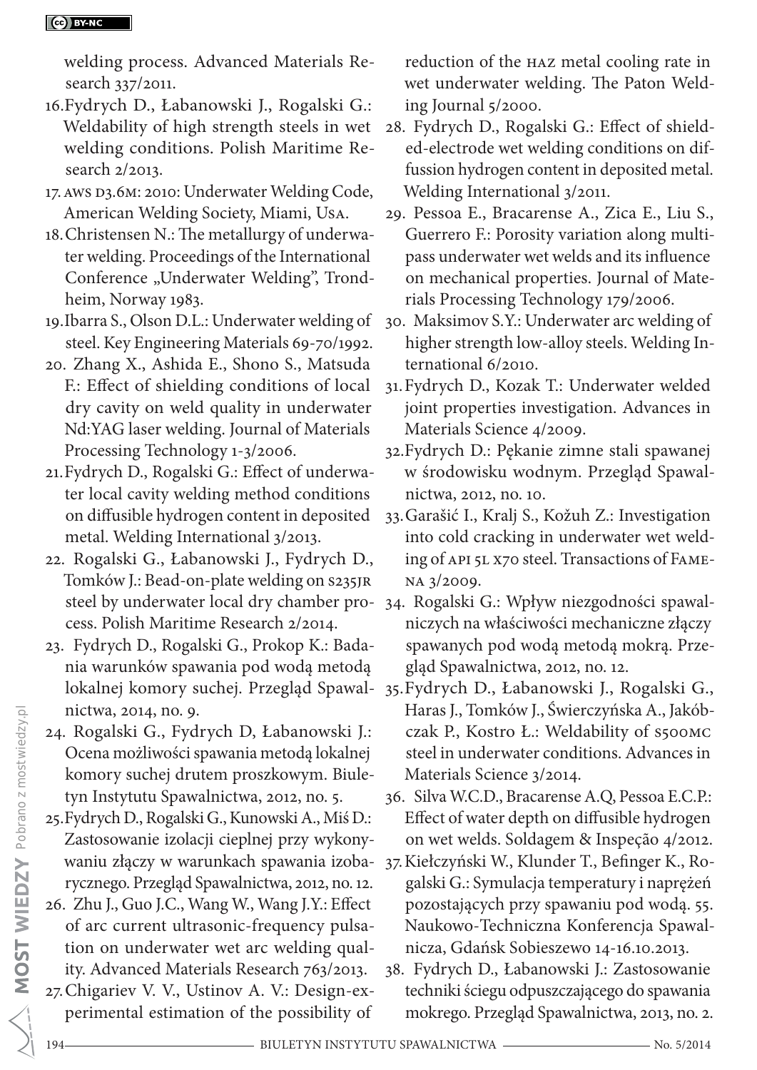welding process. Advanced Materials Research 337/2011.

16. Fydrych D., Łabanowski J., Rogalski G.: Weldability of high strength steels in wet welding conditions. Polish Maritime Research 2/2013.
17. AWS D3.6M: 2010: Underwater Welding Code, American Welding Society, Miami, USA.
18. Christensen N.: The metallurgy of underwater welding. Proceedings of the International Conference „Underwater Welding", Trondheim, Norway 1983.
19. Ibarra S., Olson D.L.: Underwater welding of steel. Key Engineering Materials 69-70/1992.
20. Zhang X., Ashida E., Shono S., Matsuda F.: Effect of shielding conditions of local dry cavity on weld quality in underwater Nd:YAG laser welding. Journal of Materials Processing Technology 1-3/2006.
21. Fydrych D., Rogalski G.: Effect of underwater local cavity welding method conditions on diffusible hydrogen content in deposited metal. Welding International 3/2013.
22. Rogalski G., Łabanowski J., Fydrych D., Tomków J.: Bead-on-plate welding on S235JR steel by underwater local dry chamber process. Polish Maritime Research 2/2014.
23. Fydrych D., Rogalski G., Prokop K.: Badania warunków spawania pod wodą metodą lokalnej komory suchej. Przegląd Spawalnictwa, 2014, no. 9.
24. Rogalski G., Fydrych D, Łabanowski J.: Ocena możliwości spawania metodą lokalnej komory suchej drutem proszkowym. Biuletyn Instytutu Spawalnictwa, 2012, no. 5.
25. Fydrych D., Rogalski G., Kunowski A., Miś D.: Zastosowanie izolacji cieplnej przy wykonywaniu złączy w warunkach spawania izobarycznego. Przegląd Spawalnictwa, 2012, no. 12.
26. Zhu J., Guo J.C., Wang W., Wang J.Y.: Effect of arc current ultrasonic-frequency pulsation on underwater wet arc welding quality. Advanced Materials Research 763/2013.
27. Chigariev V. V., Ustinov A. V.: Design-experimental estimation of the possibility of reduction of the HAZ metal cooling rate in wet underwater welding. The Paton Welding Journal 5/2000.
28. Fydrych D., Rogalski G.: Effect of shielded-electrode wet welding conditions on diffussion hydrogen content in deposited metal. Welding International 3/2011.
29. Pessoa E., Bracarense A., Zica E., Liu S., Guerrero F.: Porosity variation along multipass underwater wet welds and its influence on mechanical properties. Journal of Materials Processing Technology 179/2006.
30. Maksimov S.Y.: Underwater arc welding of higher strength low-alloy steels. Welding International 6/2010.
31. Fydrych D., Kozak T.: Underwater welded joint properties investigation. Advances in Materials Science 4/2009.
32. Fydrych D.: Pękanie zimne stali spawanej w środowisku wodnym. Przegląd Spawalnictwa, 2012, no. 10.
33. Garašić I., Kralj S., Kožuh Z.: Investigation into cold cracking in underwater wet welding of API 5L X70 steel. Transactions of FAMENA 3/2009.
34. Rogalski G.: Wpływ niezgodności spawalniczych na właściwości mechaniczne złączy spawanych pod wodą metodą mokrą. Przegląd Spawalnictwa, 2012, no. 12.
35. Fydrych D., Łabanowski J., Rogalski G., Haras J., Tomków J., Świerczyńska A., Jakóbczak P., Kostro Ł.: Weldability of S500MC steel in underwater conditions. Advances in Materials Science 3/2014.
36. Silva W.C.D., Bracarense A.Q, Pessoa E.C.P.: Effect of water depth on diffusible hydrogen on wet welds. Soldagem & Inspeção 4/2012.
37. Kiełczyński W., Klunder T., Befinger K., Rogalski G.: Symulacja temperatury i naprężeń pozostających przy spawaniu pod wodą. 55. Naukowo-Techniczna Konferencja Spawalnicza, Gdańsk Sobieszewo 14-16.10.2013.
38. Fydrych D., Łabanowski J.: Zastosowanie techniki ściegu odpuszczającego do spawania mokrego. Przegląd Spawalnictwa, 2013, no. 2.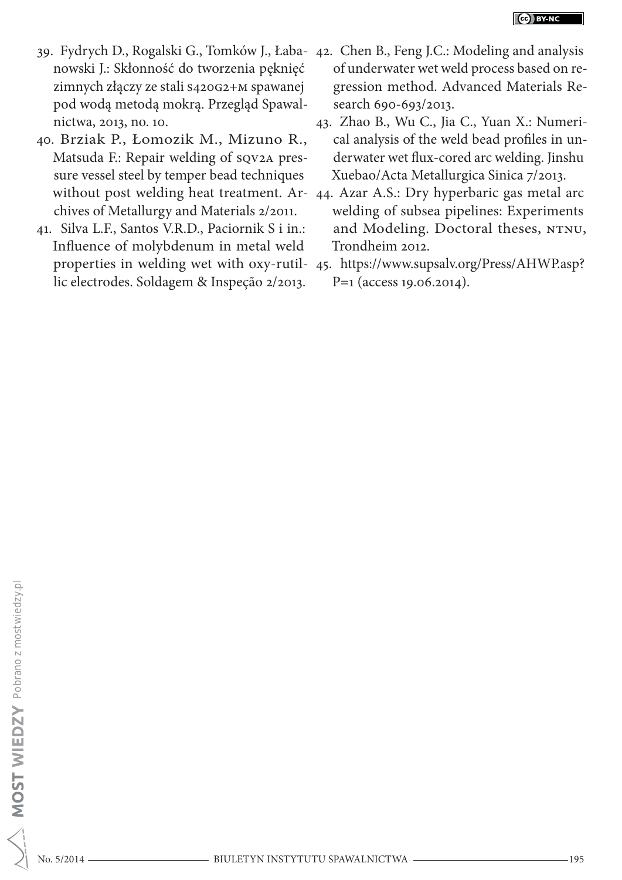39. Fydrych D., Rogalski G., Tomków J., Łabanowski J.: Skłonność do tworzenia pęknięć zimnych złączy ze stali S420G2+M spawanej pod wodą metodą mokrą. Przegląd Spawalnictwa, 2013, no. 10.
40. Brziak P., Łomozik M., Mizuno R., Matsuda F.: Repair welding of SQV2A pressure vessel steel by temper bead techniques without post welding heat treatment. Archives of Metallurgy and Materials 2/2011.
41. Silva L.F., Santos V.R.D., Paciornik S i in.: Influence of molybdenum in metal weld properties in welding wet with oxy-rutillic electrodes. Soldagem & Inspeção 2/2013.
42. Chen B., Feng J.C.: Modeling and analysis of underwater wet weld process based on regression method. Advanced Materials Research 690-693/2013.
43. Zhao B., Wu C., Jia C., Yuan X.: Numerical analysis of the weld bead profiles in underwater wet flux-cored arc welding. Jinshu Xuebao/Acta Metallurgica Sinica 7/2013.
44. Azar A.S.: Dry hyperbaric gas metal arc welding of subsea pipelines: Experiments and Modeling. Doctoral theses, NTNU, Trondheim 2012.
45. https://www.supsalv.org/Press/AHWP.asp?P=1 (access 19.06.2014).